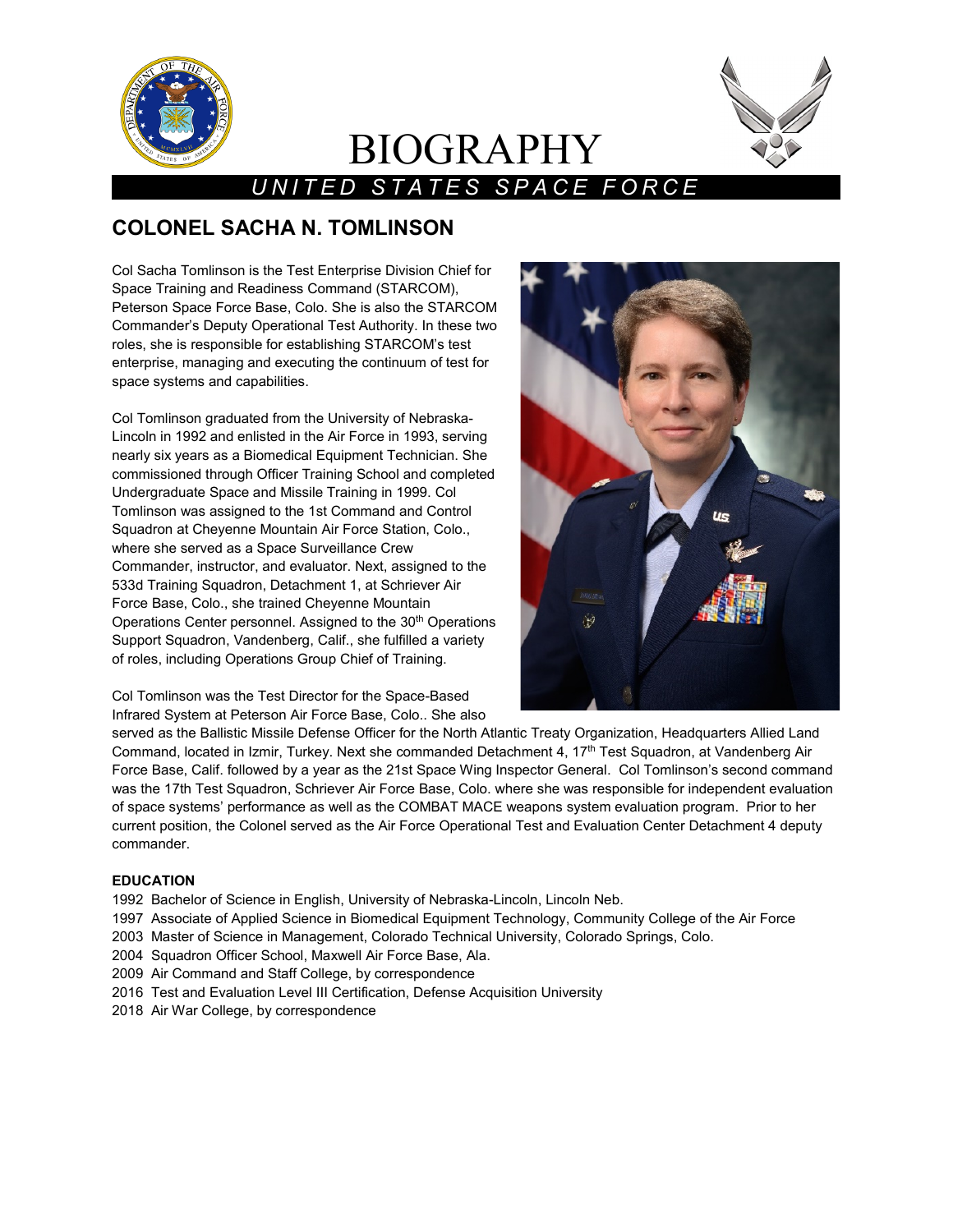# BIOGRAPHY

*UNITED STATES SPACE FORCE*

## COLONEL SACHA N. TOMLINSON

Col Sacha Tomlinson is the Test Enterprise Division Chief for Space Training and Readiness Command (STARCOM), Peterson Space Force Base, Colo. She is also the STARCOM Commander's Deputy Operational Test Authority. In these two roles, she is responsible for establishing STARCOM's test enterprise, managing and executing the continuum of test for space systems and capabilities.

Col Tomlinson graduated from the University of Nebraska-Lincoln in 1992 and enlisted in the Air Force in 1993, serving nearly six years as a Biomedical Equipment Technician. She commissioned through Officer Training School and completed Undergraduate Space and Missile Training in 1999. Col Tomlinson was assigned to the 1st Command and Control Squadron at Cheyenne Mountain Air Force Station, Colo., where she served as a Space Surveillance Crew Commander, instructor, and evaluator. Next, assigned to the 533d Training Squadron, Detachment 1, at Schriever Air Force Base, Colo., she trained Cheyenne Mountain Operations Center personnel. Assigned to the 30th Operations Support Squadron, Vandenberg, Calif., she fulfilled a variety of roles, including Operations Group Chief of Training.

Col Tomlinson was the Test Director for the Space-Based Infrared System at Peterson Air Force Base, Colo.. She also served as the Ballistic Missile Defense Officer for the North Atlantic Treaty Organization, Headquarters Allied Land Command, located in Izmir, Turkey. Next she commanded Detachment 4, 17th Test Squadron, at Vandenberg Air Force Base, Calif. followed by a year as the 21st Space Wing Inspector General. Col Tomlinson's second command was the 17th Test Squadron, Schriever Air Force Base, Colo. where she was responsible for independent evaluation of space systems' performance as well as the COMBAT MACE weapons system evaluation program. Prior to her current position, the Colonel served as the Air Force Operational Test and Evaluation Center Detachment 4 deputy commander.

**EDUCATION**

1992 Bachelor of Science in English, University of Nebraska-Lincoln, Lincoln Neb.
1997 Associate of Applied Science in Biomedical Equipment Technology, Community College of the Air Force
2003 Master of Science in Management, Colorado Technical University, Colorado Springs, Colo.
2004 Squadron Officer School, Maxwell Air Force Base, Ala.
2009 Air Command and Staff College, by correspondence
2016 Test and Evaluation Level III Certification, Defense Acquisition University
2018 Air War College, by correspondence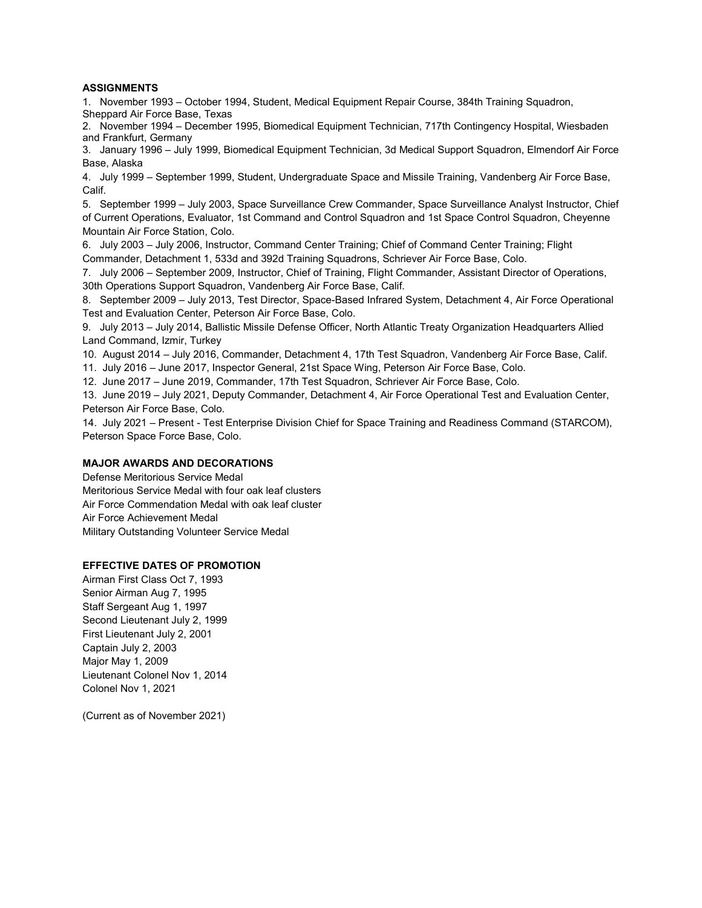**ASSIGNMENTS**

1. November 1993 – October 1994, Student, Medical Equipment Repair Course, 384th Training Squadron, Sheppard Air Force Base, Texas
2. November 1994 – December 1995, Biomedical Equipment Technician, 717th Contingency Hospital, Wiesbaden and Frankfurt, Germany
3. January 1996 – July 1999, Biomedical Equipment Technician, 3d Medical Support Squadron, Elmendorf Air Force Base, Alaska
4. July 1999 – September 1999, Student, Undergraduate Space and Missile Training, Vandenberg Air Force Base, Calif.
5. September 1999 – July 2003, Space Surveillance Crew Commander, Space Surveillance Analyst Instructor, Chief of Current Operations, Evaluator, 1st Command and Control Squadron and 1st Space Control Squadron, Cheyenne Mountain Air Force Station, Colo.
6. July 2003 – July 2006, Instructor, Command Center Training; Chief of Command Center Training; Flight Commander, Detachment 1, 533d and 392d Training Squadrons, Schriever Air Force Base, Colo.
7. July 2006 – September 2009, Instructor, Chief of Training, Flight Commander, Assistant Director of Operations, 30th Operations Support Squadron, Vandenberg Air Force Base, Calif.
8. September 2009 – July 2013, Test Director, Space-Based Infrared System, Detachment 4, Air Force Operational Test and Evaluation Center, Peterson Air Force Base, Colo.
9. July 2013 – July 2014, Ballistic Missile Defense Officer, North Atlantic Treaty Organization Headquarters Allied Land Command, Izmir, Turkey
10. August 2014 – July 2016, Commander, Detachment 4, 17th Test Squadron, Vandenberg Air Force Base, Calif.
11. July 2016 – June 2017, Inspector General, 21st Space Wing, Peterson Air Force Base, Colo.
12. June 2017 – June 2019, Commander, 17th Test Squadron, Schriever Air Force Base, Colo.
13. June 2019 – July 2021, Deputy Commander, Detachment 4, Air Force Operational Test and Evaluation Center, Peterson Air Force Base, Colo.
14. July 2021 – Present - Test Enterprise Division Chief for Space Training and Readiness Command (STARCOM), Peterson Space Force Base, Colo.

**MAJOR AWARDS AND DECORATIONS**

Defense Meritorious Service Medal
Meritorious Service Medal with four oak leaf clusters
Air Force Commendation Medal with oak leaf cluster
Air Force Achievement Medal
Military Outstanding Volunteer Service Medal

**EFFECTIVE DATES OF PROMOTION**

Airman First Class Oct 7, 1993
Senior Airman Aug 7, 1995
Staff Sergeant Aug 1, 1997
Second Lieutenant July 2, 1999
First Lieutenant July 2, 2001
Captain July 2, 2003
Major May 1, 2009
Lieutenant Colonel Nov 1, 2014
Colonel Nov 1, 2021

(Current as of November 2021)